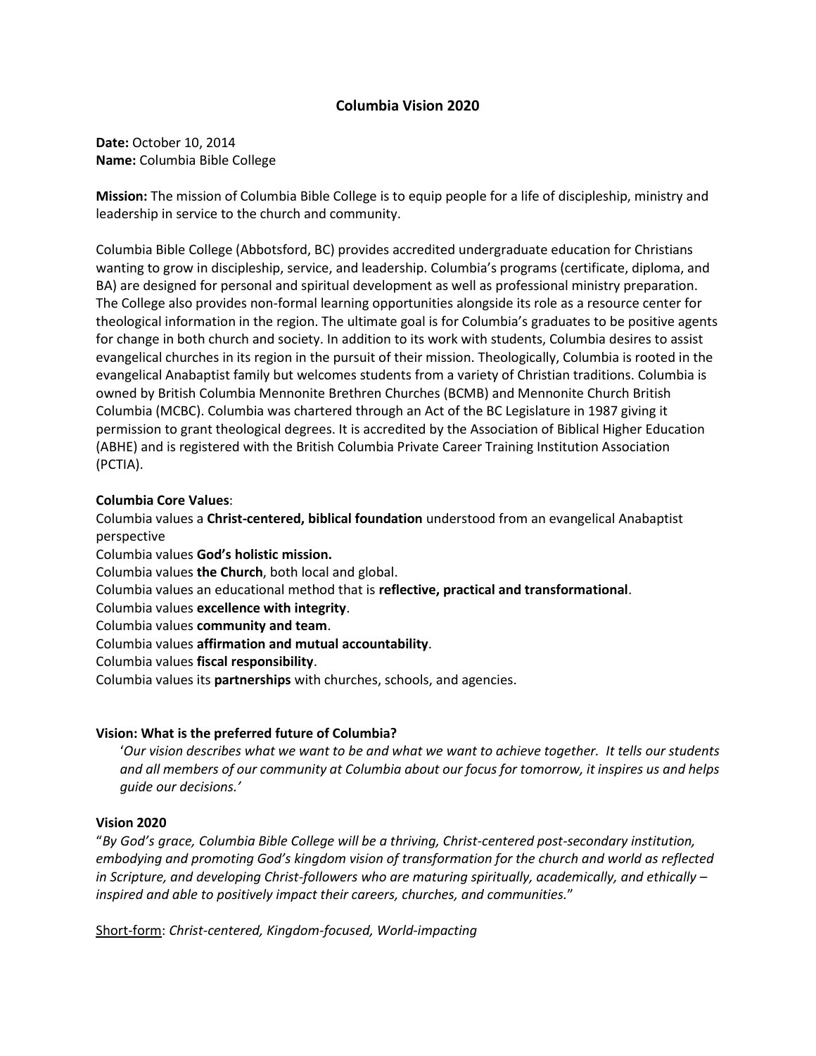# Columbia Vision 2020

**Date:** October 10, 2014
**Name:** Columbia Bible College

**Mission:** The mission of Columbia Bible College is to equip people for a life of discipleship, ministry and leadership in service to the church and community.

Columbia Bible College (Abbotsford, BC) provides accredited undergraduate education for Christians wanting to grow in discipleship, service, and leadership. Columbia's programs (certificate, diploma, and BA) are designed for personal and spiritual development as well as professional ministry preparation. The College also provides non-formal learning opportunities alongside its role as a resource center for theological information in the region. The ultimate goal is for Columbia's graduates to be positive agents for change in both church and society. In addition to its work with students, Columbia desires to assist evangelical churches in its region in the pursuit of their mission. Theologically, Columbia is rooted in the evangelical Anabaptist family but welcomes students from a variety of Christian traditions. Columbia is owned by British Columbia Mennonite Brethren Churches (BCMB) and Mennonite Church British Columbia (MCBC). Columbia was chartered through an Act of the BC Legislature in 1987 giving it permission to grant theological degrees. It is accredited by the Association of Biblical Higher Education (ABHE) and is registered with the British Columbia Private Career Training Institution Association (PCTIA).

**Columbia Core Values**:

Columbia values a **Christ-centered, biblical foundation** understood from an evangelical Anabaptist perspective
Columbia values **God's holistic mission.**
Columbia values **the Church**, both local and global.
Columbia values an educational method that is **reflective, practical and transformational**.
Columbia values **excellence with integrity**.
Columbia values **community and team**.
Columbia values **affirmation and mutual accountability**.
Columbia values **fiscal responsibility**.
Columbia values its **partnerships** with churches, schools, and agencies.

**Vision: What is the preferred future of Columbia?**

'*Our vision describes what we want to be and what we want to achieve together. It tells our students and all members of our community at Columbia about our focus for tomorrow, it inspires us and helps guide our decisions.*'

**Vision 2020**

"*By God's grace, Columbia Bible College will be a thriving, Christ-centered post-secondary institution, embodying and promoting God's kingdom vision of transformation for the church and world as reflected in Scripture, and developing Christ-followers who are maturing spiritually, academically, and ethically – inspired and able to positively impact their careers, churches, and communities.*"

<u>Short-form</u>: *Christ-centered, Kingdom-focused, World-impacting*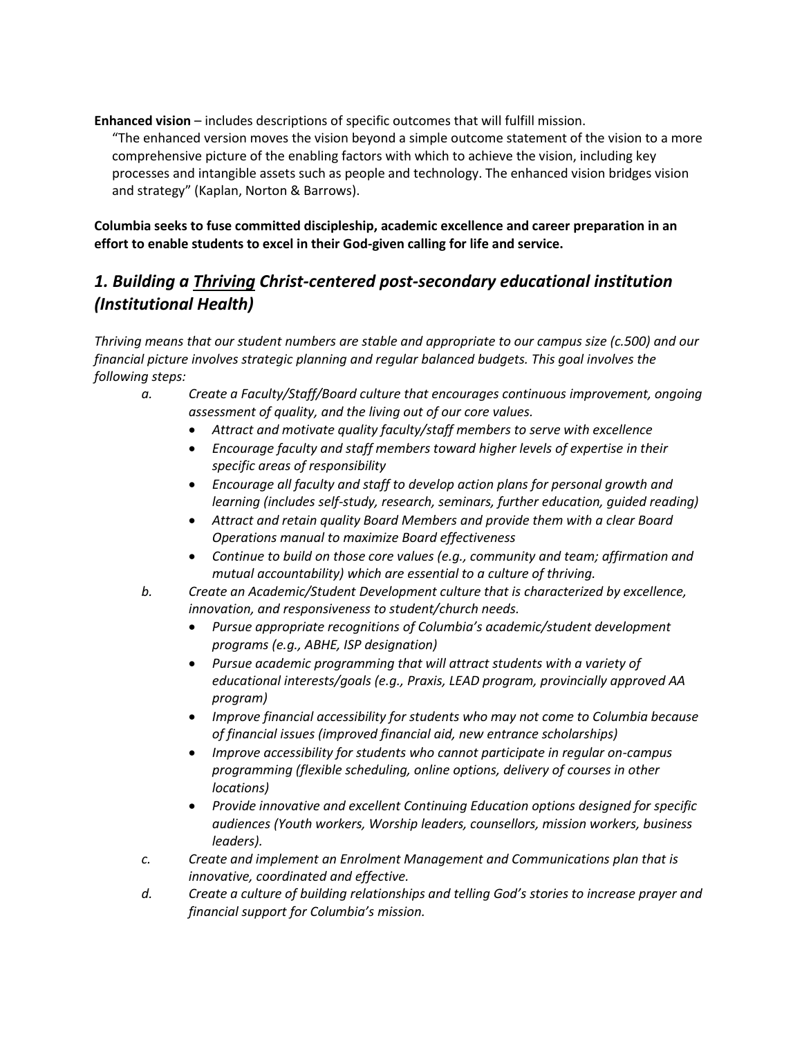**Enhanced vision** – includes descriptions of specific outcomes that will fulfill mission.

"The enhanced version moves the vision beyond a simple outcome statement of the vision to a more comprehensive picture of the enabling factors with which to achieve the vision, including key processes and intangible assets such as people and technology. The enhanced vision bridges vision and strategy" (Kaplan, Norton & Barrows).

**Columbia seeks to fuse committed discipleship, academic excellence and career preparation in an effort to enable students to excel in their God-given calling for life and service.**

## *1. Building a <u>Thriving</u> Christ-centered post-secondary educational institution (Institutional Health)*

*Thriving means that our student numbers are stable and appropriate to our campus size (c.500) and our financial picture involves strategic planning and regular balanced budgets. This goal involves the following steps:*

a. *Create a Faculty/Staff/Board culture that encourages continuous improvement, ongoing assessment of quality, and the living out of our core values.*
   - *Attract and motivate quality faculty/staff members to serve with excellence*
   - *Encourage faculty and staff members toward higher levels of expertise in their specific areas of responsibility*
   - *Encourage all faculty and staff to develop action plans for personal growth and learning (includes self-study, research, seminars, further education, guided reading)*
   - *Attract and retain quality Board Members and provide them with a clear Board Operations manual to maximize Board effectiveness*
   - *Continue to build on those core values (e.g., community and team; affirmation and mutual accountability) which are essential to a culture of thriving.*

b. *Create an Academic/Student Development culture that is characterized by excellence, innovation, and responsiveness to student/church needs.*
   - *Pursue appropriate recognitions of Columbia's academic/student development programs (e.g., ABHE, ISP designation)*
   - *Pursue academic programming that will attract students with a variety of educational interests/goals (e.g., Praxis, LEAD program, provincially approved AA program)*
   - *Improve financial accessibility for students who may not come to Columbia because of financial issues (improved financial aid, new entrance scholarships)*
   - *Improve accessibility for students who cannot participate in regular on-campus programming (flexible scheduling, online options, delivery of courses in other locations)*
   - *Provide innovative and excellent Continuing Education options designed for specific audiences (Youth workers, Worship leaders, counsellors, mission workers, business leaders).*

c. *Create and implement an Enrolment Management and Communications plan that is innovative, coordinated and effective.*

d. *Create a culture of building relationships and telling God's stories to increase prayer and financial support for Columbia's mission.*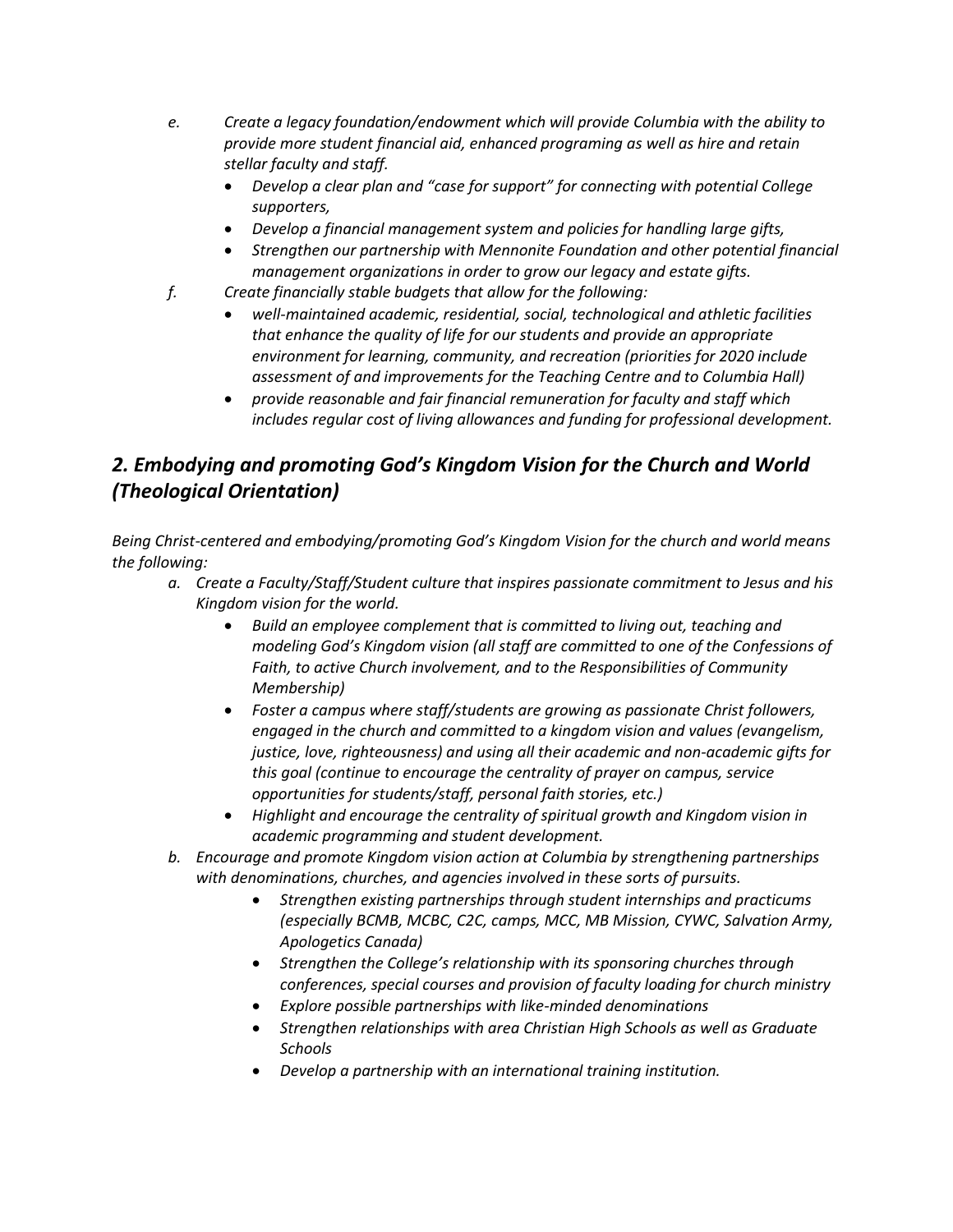*e. Create a legacy foundation/endowment which will provide Columbia with the ability to provide more student financial aid, enhanced programing as well as hire and retain stellar faculty and staff.*

- *Develop a clear plan and "case for support" for connecting with potential College supporters,*
- *Develop a financial management system and policies for handling large gifts,*
- *Strengthen our partnership with Mennonite Foundation and other potential financial management organizations in order to grow our legacy and estate gifts.*

*f. Create financially stable budgets that allow for the following:*

- *well-maintained academic, residential, social, technological and athletic facilities that enhance the quality of life for our students and provide an appropriate environment for learning, community, and recreation (priorities for 2020 include assessment of and improvements for the Teaching Centre and to Columbia Hall)*
- *provide reasonable and fair financial remuneration for faculty and staff which includes regular cost of living allowances and funding for professional development.*

## *2. Embodying and promoting God's Kingdom Vision for the Church and World (Theological Orientation)*

*Being Christ-centered and embodying/promoting God's Kingdom Vision for the church and world means the following:*

*a. Create a Faculty/Staff/Student culture that inspires passionate commitment to Jesus and his Kingdom vision for the world.*

- *Build an employee complement that is committed to living out, teaching and modeling God's Kingdom vision (all staff are committed to one of the Confessions of Faith, to active Church involvement, and to the Responsibilities of Community Membership)*
- *Foster a campus where staff/students are growing as passionate Christ followers, engaged in the church and committed to a kingdom vision and values (evangelism, justice, love, righteousness) and using all their academic and non-academic gifts for this goal (continue to encourage the centrality of prayer on campus, service opportunities for students/staff, personal faith stories, etc.)*
- *Highlight and encourage the centrality of spiritual growth and Kingdom vision in academic programming and student development.*

*b. Encourage and promote Kingdom vision action at Columbia by strengthening partnerships with denominations, churches, and agencies involved in these sorts of pursuits.*

- *Strengthen existing partnerships through student internships and practicums (especially BCMB, MCBC, C2C, camps, MCC, MB Mission, CYWC, Salvation Army, Apologetics Canada)*
- *Strengthen the College's relationship with its sponsoring churches through conferences, special courses and provision of faculty loading for church ministry*
- *Explore possible partnerships with like-minded denominations*
- *Strengthen relationships with area Christian High Schools as well as Graduate Schools*
- *Develop a partnership with an international training institution.*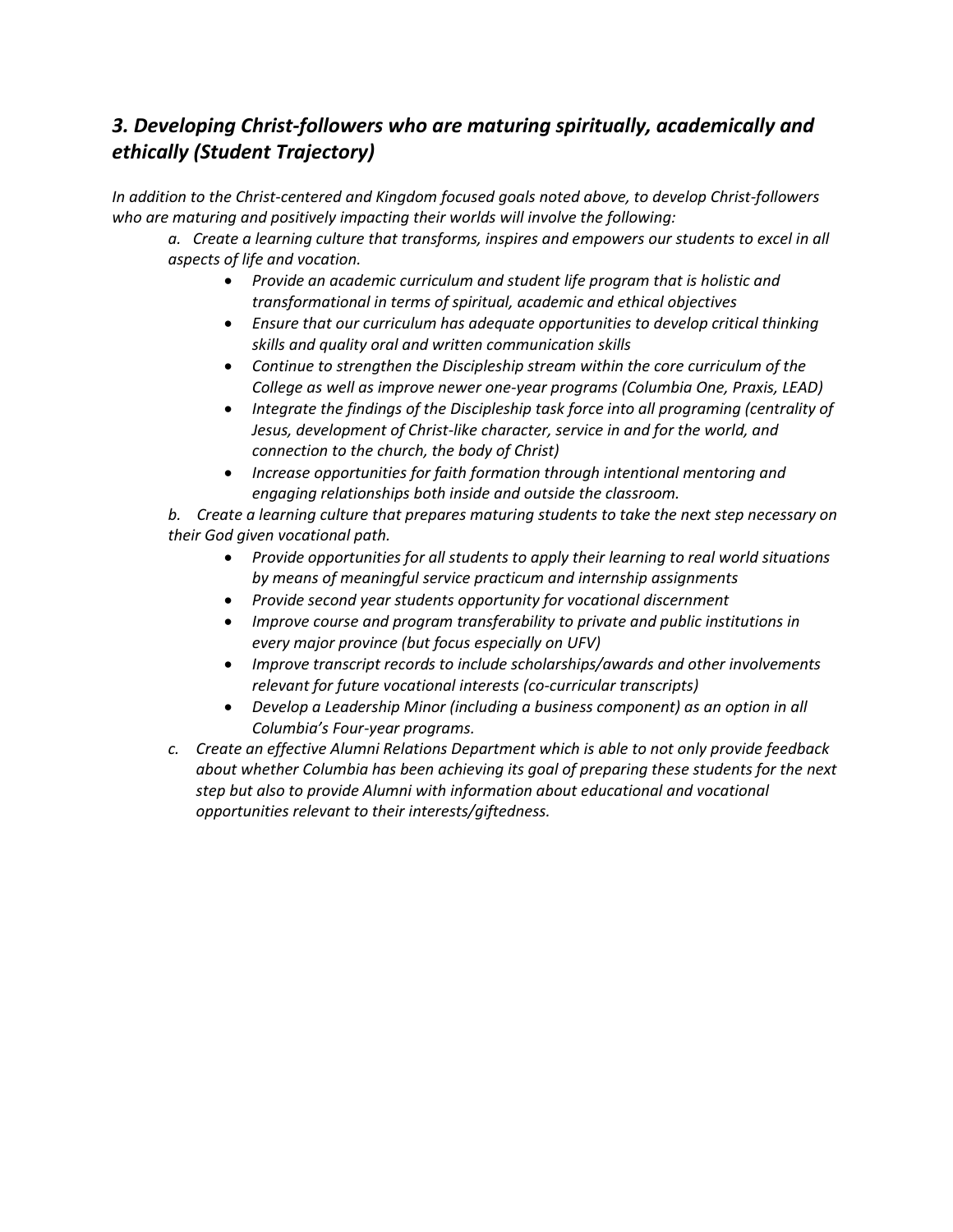## *3. Developing Christ-followers who are maturing spiritually, academically and ethically (Student Trajectory)*

*In addition to the Christ-centered and Kingdom focused goals noted above, to develop Christ-followers who are maturing and positively impacting their worlds will involve the following:*

*a. Create a learning culture that transforms, inspires and empowers our students to excel in all aspects of life and vocation.*

- *Provide an academic curriculum and student life program that is holistic and transformational in terms of spiritual, academic and ethical objectives*
- *Ensure that our curriculum has adequate opportunities to develop critical thinking skills and quality oral and written communication skills*
- *Continue to strengthen the Discipleship stream within the core curriculum of the College as well as improve newer one-year programs (Columbia One, Praxis, LEAD)*
- *Integrate the findings of the Discipleship task force into all programing (centrality of Jesus, development of Christ-like character, service in and for the world, and connection to the church, the body of Christ)*
- *Increase opportunities for faith formation through intentional mentoring and engaging relationships both inside and outside the classroom.*

*b. Create a learning culture that prepares maturing students to take the next step necessary on their God given vocational path.*

- *Provide opportunities for all students to apply their learning to real world situations by means of meaningful service practicum and internship assignments*
- *Provide second year students opportunity for vocational discernment*
- *Improve course and program transferability to private and public institutions in every major province (but focus especially on UFV)*
- *Improve transcript records to include scholarships/awards and other involvements relevant for future vocational interests (co-curricular transcripts)*
- *Develop a Leadership Minor (including a business component) as an option in all Columbia's Four-year programs.*

*c. Create an effective Alumni Relations Department which is able to not only provide feedback about whether Columbia has been achieving its goal of preparing these students for the next step but also to provide Alumni with information about educational and vocational opportunities relevant to their interests/giftedness.*